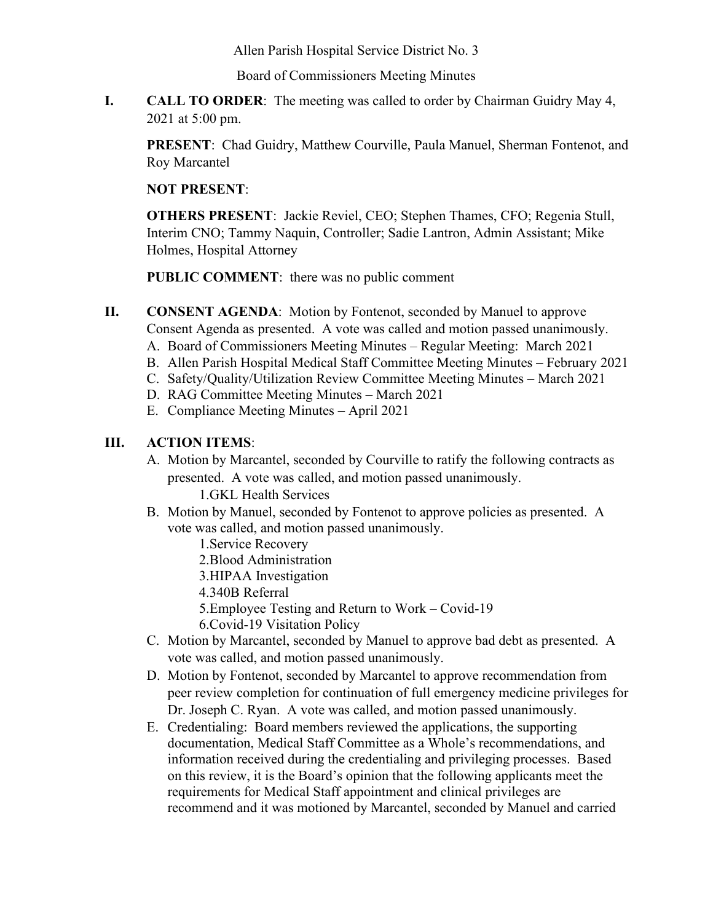Allen Parish Hospital Service District No. 3

Board of Commissioners Meeting Minutes

**I. CALL TO ORDER**: The meeting was called to order by Chairman Guidry May 4, 2021 at 5:00 pm.

**PRESENT**: Chad Guidry, Matthew Courville, Paula Manuel, Sherman Fontenot, and Roy Marcantel

**NOT PRESENT**:

**OTHERS PRESENT**: Jackie Reviel, CEO; Stephen Thames, CFO; Regenia Stull, Interim CNO; Tammy Naquin, Controller; Sadie Lantron, Admin Assistant; Mike Holmes, Hospital Attorney

**PUBLIC COMMENT**: there was no public comment

**II. CONSENT AGENDA**: Motion by Fontenot, seconded by Manuel to approve Consent Agenda as presented. A vote was called and motion passed unanimously.

A. Board of Commissioners Meeting Minutes – Regular Meeting: March 2021
B. Allen Parish Hospital Medical Staff Committee Meeting Minutes – February 2021
C. Safety/Quality/Utilization Review Committee Meeting Minutes – March 2021
D. RAG Committee Meeting Minutes – March 2021
E. Compliance Meeting Minutes – April 2021

**III. ACTION ITEMS**:

A. Motion by Marcantel, seconded by Courville to ratify the following contracts as presented. A vote was called, and motion passed unanimously.
   1. GKL Health Services
B. Motion by Manuel, seconded by Fontenot to approve policies as presented. A vote was called, and motion passed unanimously.
   1. Service Recovery
   2. Blood Administration
   3. HIPAA Investigation
   4. 340B Referral
   5. Employee Testing and Return to Work – Covid-19
   6. Covid-19 Visitation Policy
C. Motion by Marcantel, seconded by Manuel to approve bad debt as presented. A vote was called, and motion passed unanimously.
D. Motion by Fontenot, seconded by Marcantel to approve recommendation from peer review completion for continuation of full emergency medicine privileges for Dr. Joseph C. Ryan. A vote was called, and motion passed unanimously.
E. Credentialing: Board members reviewed the applications, the supporting documentation, Medical Staff Committee as a Whole's recommendations, and information received during the credentialing and privileging processes. Based on this review, it is the Board's opinion that the following applicants meet the requirements for Medical Staff appointment and clinical privileges are recommend and it was motioned by Marcantel, seconded by Manuel and carried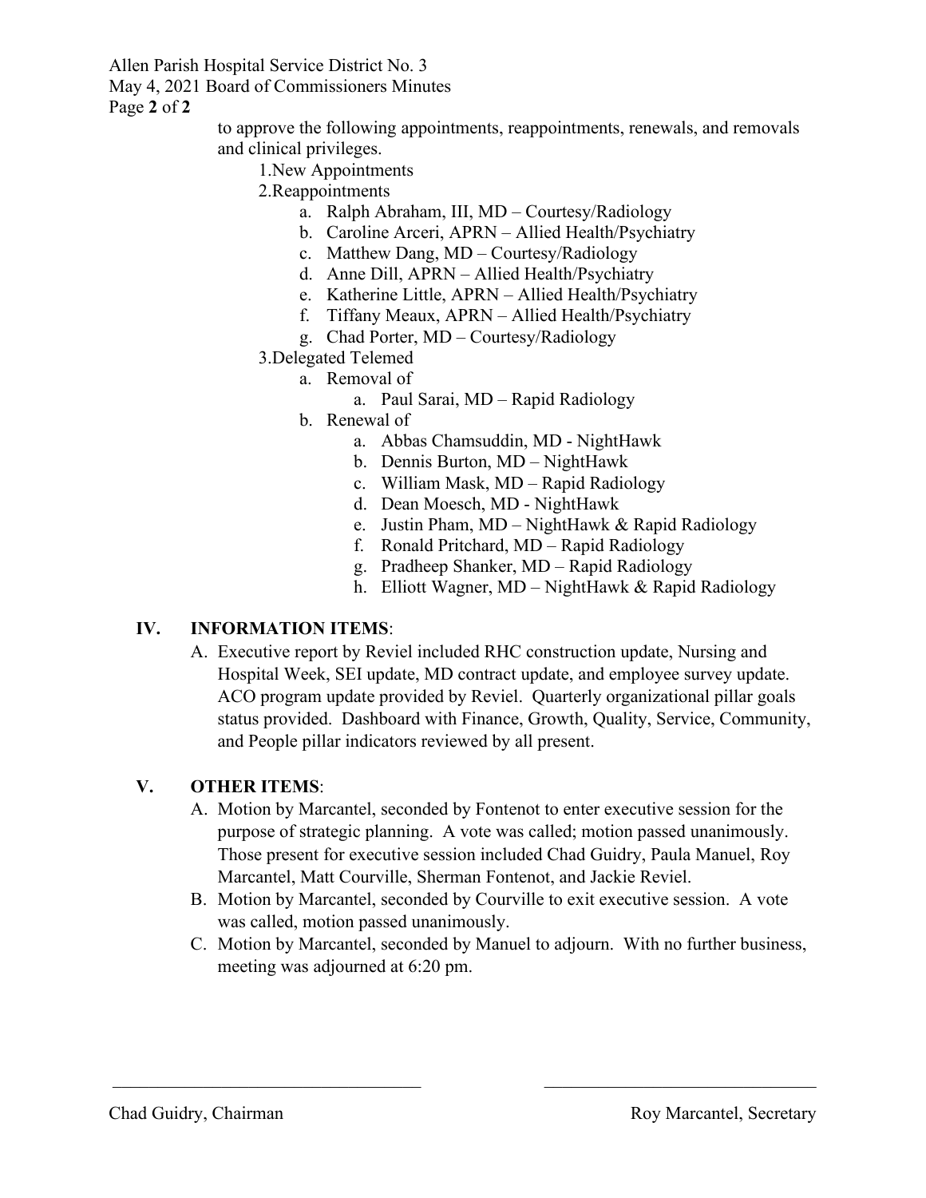to approve the following appointments, reappointments, renewals, and removals and clinical privileges.

1. New Appointments
2. Reappointments
   a. Ralph Abraham, III, MD – Courtesy/Radiology
   b. Caroline Arceri, APRN – Allied Health/Psychiatry
   c. Matthew Dang, MD – Courtesy/Radiology
   d. Anne Dill, APRN – Allied Health/Psychiatry
   e. Katherine Little, APRN – Allied Health/Psychiatry
   f. Tiffany Meaux, APRN – Allied Health/Psychiatry
   g. Chad Porter, MD – Courtesy/Radiology
3. Delegated Telemed
   a. Removal of
      a. Paul Sarai, MD – Rapid Radiology
   b. Renewal of
      a. Abbas Chamsuddin, MD - NightHawk
      b. Dennis Burton, MD – NightHawk
      c. William Mask, MD – Rapid Radiology
      d. Dean Moesch, MD - NightHawk
      e. Justin Pham, MD – NightHawk & Rapid Radiology
      f. Ronald Pritchard, MD – Rapid Radiology
      g. Pradheep Shanker, MD – Rapid Radiology
      h. Elliott Wagner, MD – NightHawk & Rapid Radiology

## IV. INFORMATION ITEMS:

A. Executive report by Reviel included RHC construction update, Nursing and Hospital Week, SEI update, MD contract update, and employee survey update. ACO program update provided by Reviel. Quarterly organizational pillar goals status provided. Dashboard with Finance, Growth, Quality, Service, Community, and People pillar indicators reviewed by all present.

## V. OTHER ITEMS:

A. Motion by Marcantel, seconded by Fontenot to enter executive session for the purpose of strategic planning. A vote was called; motion passed unanimously. Those present for executive session included Chad Guidry, Paula Manuel, Roy Marcantel, Matt Courville, Sherman Fontenot, and Jackie Reviel.
B. Motion by Marcantel, seconded by Courville to exit executive session. A vote was called, motion passed unanimously.
C. Motion by Marcantel, seconded by Manuel to adjourn. With no further business, meeting was adjourned at 6:20 pm.

\_\_\_\_\_\_\_\_\_\_\_\_\_\_\_\_\_\_\_\_\_\_\_\_\_\_\_\_\_\_ \_\_\_\_\_\_\_\_\_\_\_\_\_\_\_\_\_\_\_\_\_\_\_\_\_\_\_\_\_\_

Chad Guidry, Chairman Roy Marcantel, Secretary